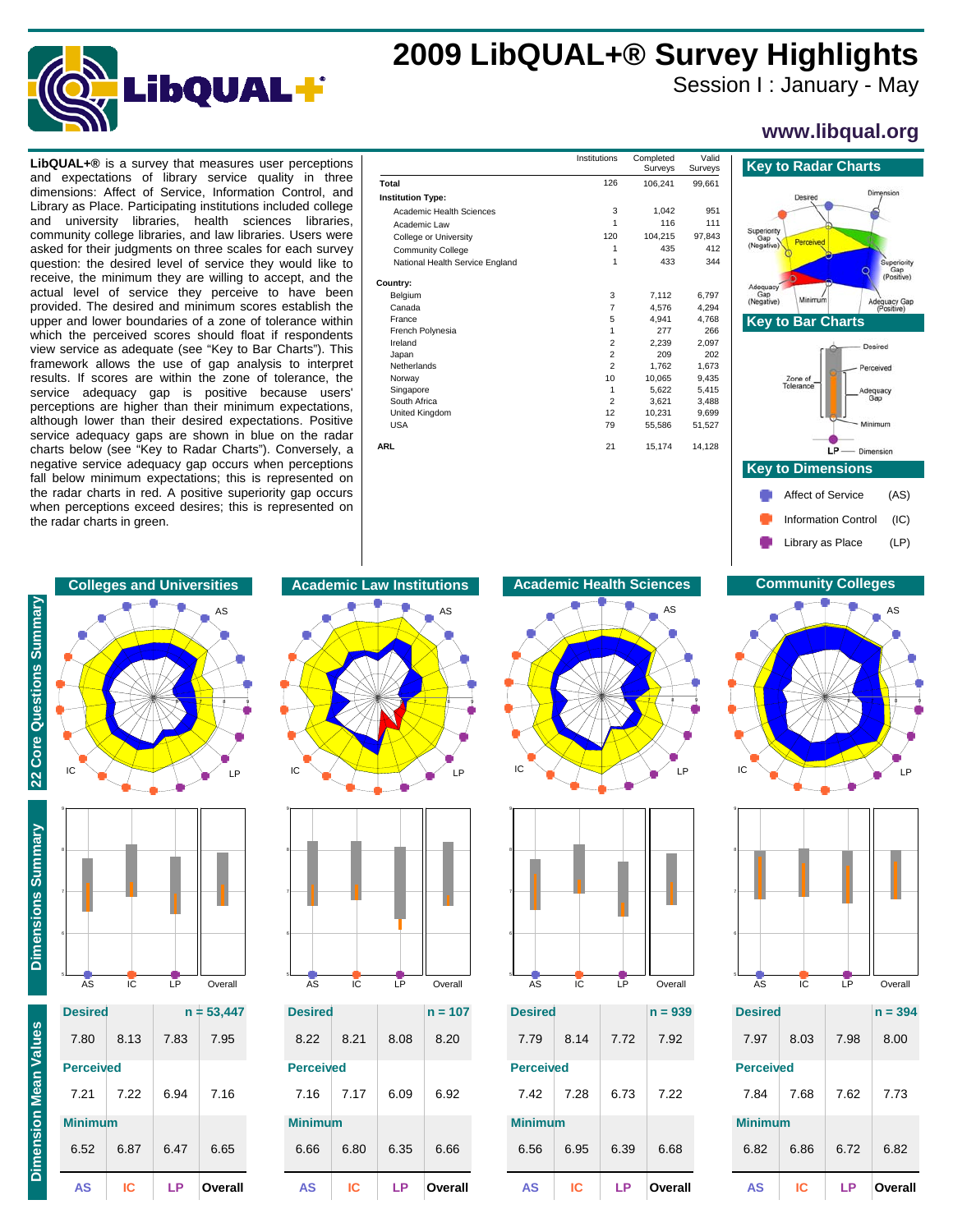# 2009 LibQUAL+® Survey Highlights

Session I : January - May

www.libqual.org

**LibQUAL+®** is a survey that measures user perceptions and expectations of library service quality in three dimensions: Affect of Service, Information Control, and Library as Place. Participating institutions included college and university libraries, health sciences libraries, community college libraries, and law libraries. Users were asked for their judgments on three scales for each survey question: the desired level of service they would like to receive, the minimum they are willing to accept, and the actual level of service they perceive to have been provided. The desired and minimum scores establish the upper and lower boundaries of a zone of tolerance within which the perceived scores should float if respondents view service as adequate (see "Key to Bar Charts"). This framework allows the use of gap analysis to interpret results. If scores are within the zone of tolerance, the service adequacy gap is positive because users' perceptions are higher than their minimum expectations, although lower than their desired expectations. Positive service adequacy gaps are shown in blue on the radar charts below (see "Key to Radar Charts"). Conversely, a negative service adequacy gap occurs when perceptions fall below minimum expectations; this is represented on the radar charts in red. A positive superiority gap occurs when perceptions exceed desires; this is represented on the radar charts in green.

| | Institutions | Completed Surveys | Valid Surveys |
|---|---|---|---|
| **Total** | 126 | 106,241 | 99,661 |
| **Institution Type:** | | | |
| Academic Health Sciences | 3 | 1,042 | 951 |
| Academic Law | 1 | 116 | 111 |
| College or University | 120 | 104,215 | 97,843 |
| Community College | 1 | 435 | 412 |
| National Health Service England | 1 | 433 | 344 |
| **Country:** | | | |
| Belgium | 3 | 7,112 | 6,797 |
| Canada | 7 | 4,576 | 4,294 |
| France | 5 | 4,941 | 4,768 |
| French Polynesia | 1 | 277 | 266 |
| Ireland | 2 | 2,239 | 2,097 |
| Japan | 2 | 209 | 202 |
| Netherlands | 2 | 1,762 | 1,673 |
| Norway | 10 | 10,065 | 9,435 |
| Singapore | 1 | 5,622 | 5,415 |
| South Africa | 2 | 3,621 | 3,488 |
| United Kingdom | 12 | 10,231 | 9,699 |
| USA | 79 | 55,586 | 51,527 |
| **ARL** | 21 | 15,174 | 14,128 |

## Key to Radar Charts

Desired, Dimension, Superiority Gap (Negative), Perceived, Superiority Gap (Positive), Adequacy Gap (Negative), Minimum, Adequacy Gap (Positive)

## Key to Bar Charts

Desired, Perceived, Zone of Tolerance, Adequacy Gap, Minimum, LP — Dimension

## Key to Dimensions

- Affect of Service (AS)
- Information Control (IC)
- Library as Place (LP)

## 22 Core Questions Summary

Colleges and Universities | Academic Law Institutions | Academic Health Sciences | Community Colleges

## Dimensions Summary

Colleges and Universities | Academic Law Institutions | Academic Health Sciences | Community Colleges

## Dimension Mean Values

### Colleges and Universities (n = 53,447)

| | AS | IC | LP | Overall |
|---|---|---|---|---|
| Desired | 7.80 | 8.13 | 7.83 | 7.95 |
| Perceived | 7.21 | 7.22 | 6.94 | 7.16 |
| Minimum | 6.52 | 6.87 | 6.47 | 6.65 |

### Academic Law Institutions (n = 107)

| | AS | IC | LP | Overall |
|---|---|---|---|---|
| Desired | 8.22 | 8.21 | 8.08 | 8.20 |
| Perceived | 7.16 | 7.17 | 6.09 | 6.92 |
| Minimum | 6.66 | 6.80 | 6.35 | 6.66 |

### Academic Health Sciences (n = 939)

| | AS | IC | LP | Overall |
|---|---|---|---|---|
| Desired | 7.79 | 8.14 | 7.72 | 7.92 |
| Perceived | 7.42 | 7.28 | 6.73 | 7.22 |
| Minimum | 6.56 | 6.95 | 6.39 | 6.68 |

### Community Colleges (n = 394)

| | AS | IC | LP | Overall |
|---|---|---|---|---|
| Desired | 7.97 | 8.03 | 7.98 | 8.00 |
| Perceived | 7.84 | 7.68 | 7.62 | 7.73 |
| Minimum | 6.82 | 6.86 | 6.72 | 6.82 |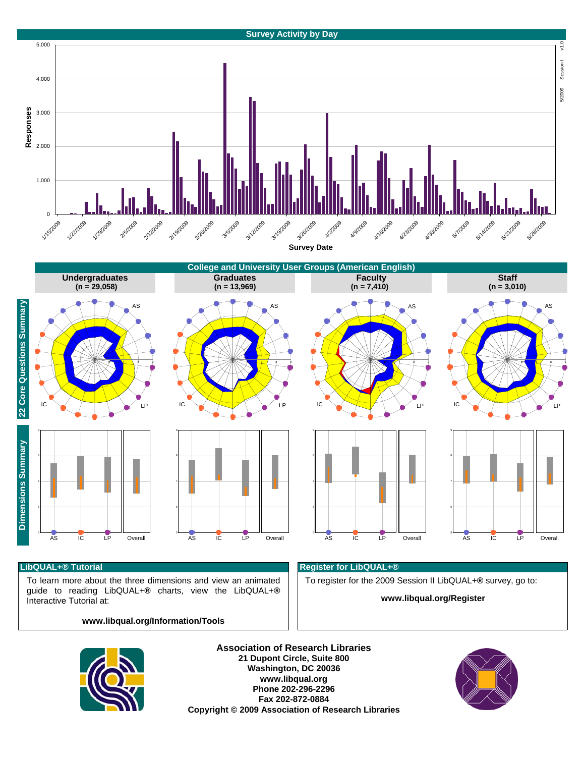## Survey Activity by Day

5,000
4,000
3,000
2,000
1,000
0

Responses

1/15/2009 1/22/2009 1/29/2009 2/5/2009 2/12/2009 2/19/2009 2/26/2009 3/5/2009 3/12/2009 3/19/2009 3/26/2009 4/2/2009 4/9/2009 4/16/2009 4/23/2009 4/30/2009 5/7/2009 5/14/2009 5/21/2009 5/28/2009

Survey Date

5/2009 Session I v1.0

## College and University User Groups (American English)

**Undergraduates** (n = 29,058)

**Graduates** (n = 13,969)

**Faculty** (n = 7,410)

**Staff** (n = 3,010)

22 Core Questions Summary

AS IC LP

Dimensions Summary

AS IC LP Overall

## LibQUAL+® Tutorial

To learn more about the three dimensions and view an animated guide to reading LibQUAL+® charts, view the LibQUAL+® Interactive Tutorial at:

**www.libqual.org/Information/Tools**

## Register for LibQUAL+®

To register for the 2009 Session II LibQUAL+® survey, go to:

**www.libqual.org/Register**

**Association of Research Libraries**
**21 Dupont Circle, Suite 800**
**Washington, DC 20036**
**www.libqual.org**
**Phone 202-296-2296**
**Fax 202-872-0884**
**Copyright © 2009 Association of Research Libraries**